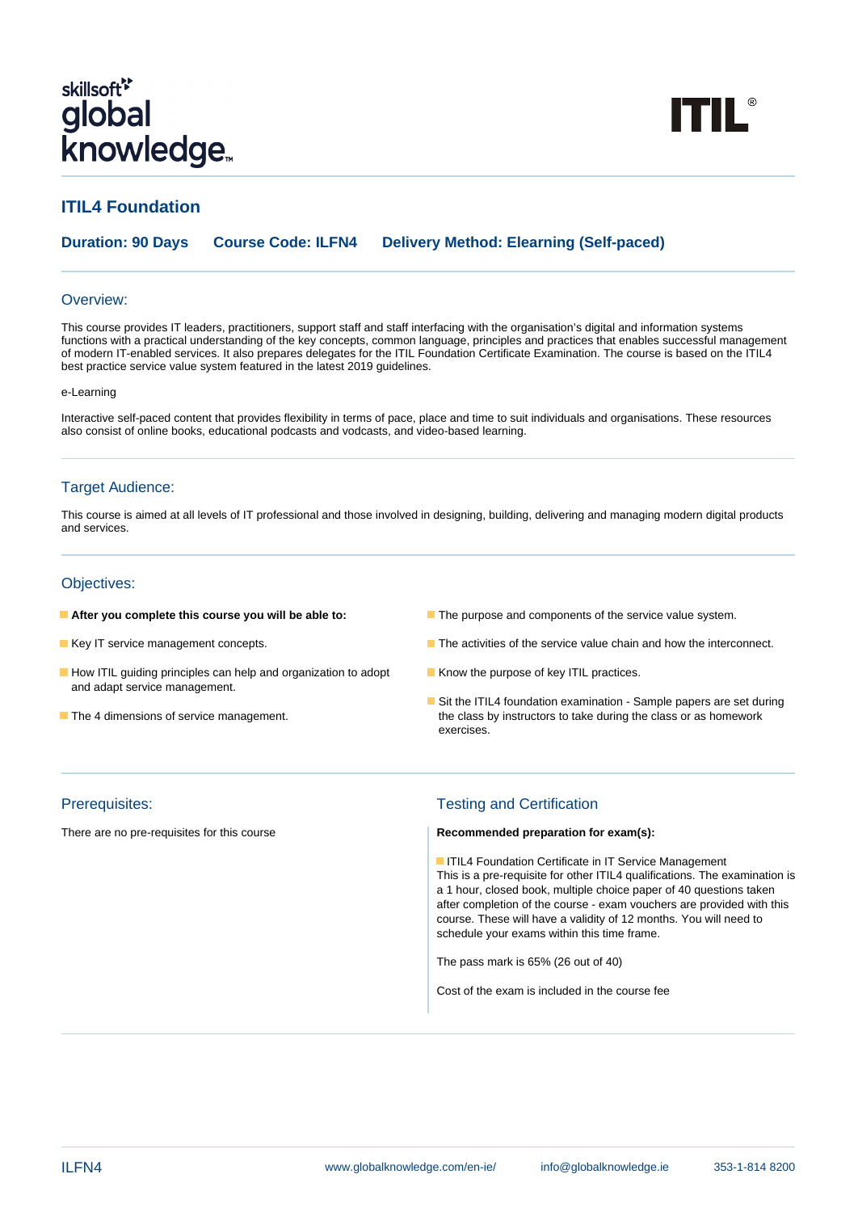# ITIL4 Foundation

**Duration: 90 Days** **Course Code: ILFN4** **Delivery Method: Elearning (Self-paced)**

## Overview:

This course provides IT leaders, practitioners, support staff and staff interfacing with the organisation's digital and information systems functions with a practical understanding of the key concepts, common language, principles and practices that enables successful management of modern IT-enabled services. It also prepares delegates for the ITIL Foundation Certificate Examination. The course is based on the ITIL4 best practice service value system featured in the latest 2019 guidelines.

e-Learning

Interactive self-paced content that provides flexibility in terms of pace, place and time to suit individuals and organisations. These resources also consist of online books, educational podcasts and vodcasts, and video-based learning.

## Target Audience:

This course is aimed at all levels of IT professional and those involved in designing, building, delivering and managing modern digital products and services.

## Objectives:

- **After you complete this course you will be able to:**
- Key IT service management concepts.
- How ITIL guiding principles can help and organization to adopt and adapt service management.
- The 4 dimensions of service management.
- The purpose and components of the service value system.
- The activities of the service value chain and how the interconnect.
- Know the purpose of key ITIL practices.
- Sit the ITIL4 foundation examination - Sample papers are set during the class by instructors to take during the class or as homework exercises.

## Prerequisites:

There are no pre-requisites for this course

## Testing and Certification

**Recommended preparation for exam(s):**

- ITIL4 Foundation Certificate in IT Service Management

This is a pre-requisite for other ITIL4 qualifications. The examination is a 1 hour, closed book, multiple choice paper of 40 questions taken after completion of the course - exam vouchers are provided with this course. These will have a validity of 12 months. You will need to schedule your exams within this time frame.

The pass mark is 65% (26 out of 40)

Cost of the exam is included in the course fee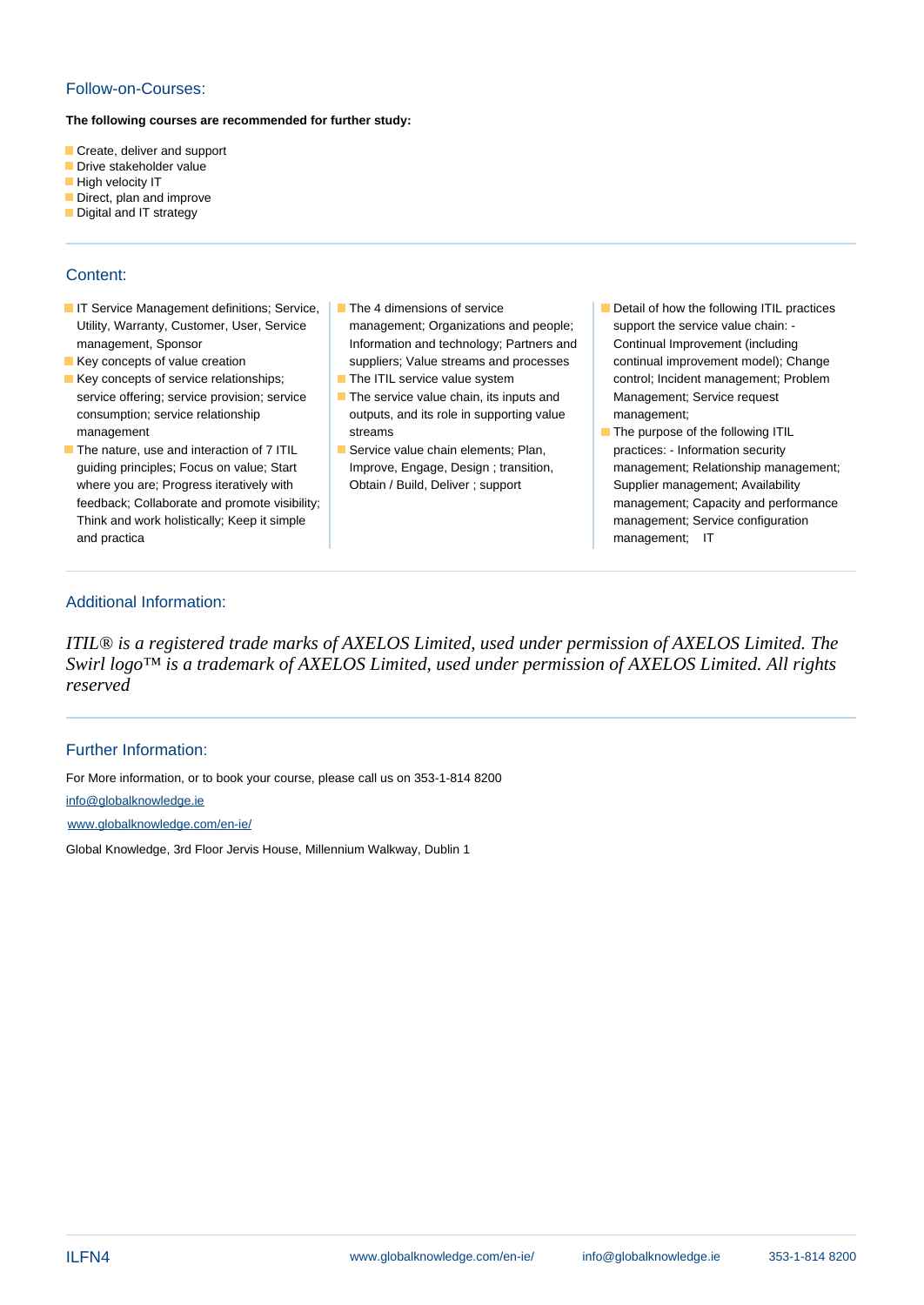## Follow-on-Courses:

**The following courses are recommended for further study:**

- Create, deliver and support
- Drive stakeholder value
- High velocity IT
- Direct, plan and improve
- Digital and IT strategy

## Content:

- IT Service Management definitions; Service, Utility, Warranty, Customer, User, Service management, Sponsor
- Key concepts of value creation
- Key concepts of service relationships; service offering; service provision; service consumption; service relationship management
- The nature, use and interaction of 7 ITIL guiding principles; Focus on value; Start where you are; Progress iteratively with feedback; Collaborate and promote visibility; Think and work holistically; Keep it simple and practica
- The 4 dimensions of service management; Organizations and people; Information and technology; Partners and suppliers; Value streams and processes
- The ITIL service value system
- The service value chain, its inputs and outputs, and its role in supporting value streams
- Service value chain elements; Plan, Improve, Engage, Design ; transition, Obtain / Build, Deliver ; support
- Detail of how the following ITIL practices support the service value chain: - Continual Improvement (including continual improvement model); Change control; Incident management; Problem Management; Service request management;
- The purpose of the following ITIL practices: - Information security management; Relationship management; Supplier management; Availability management; Capacity and performance management; Service configuration management; IT

## Additional Information:

*ITIL® is a registered trade marks of AXELOS Limited, used under permission of AXELOS Limited. The Swirl logo™ is a trademark of AXELOS Limited, used under permission of AXELOS Limited. All rights reserved*

## Further Information:

For More information, or to book your course, please call us on 353-1-814 8200

info@globalknowledge.ie

www.globalknowledge.com/en-ie/

Global Knowledge, 3rd Floor Jervis House, Millennium Walkway, Dublin 1